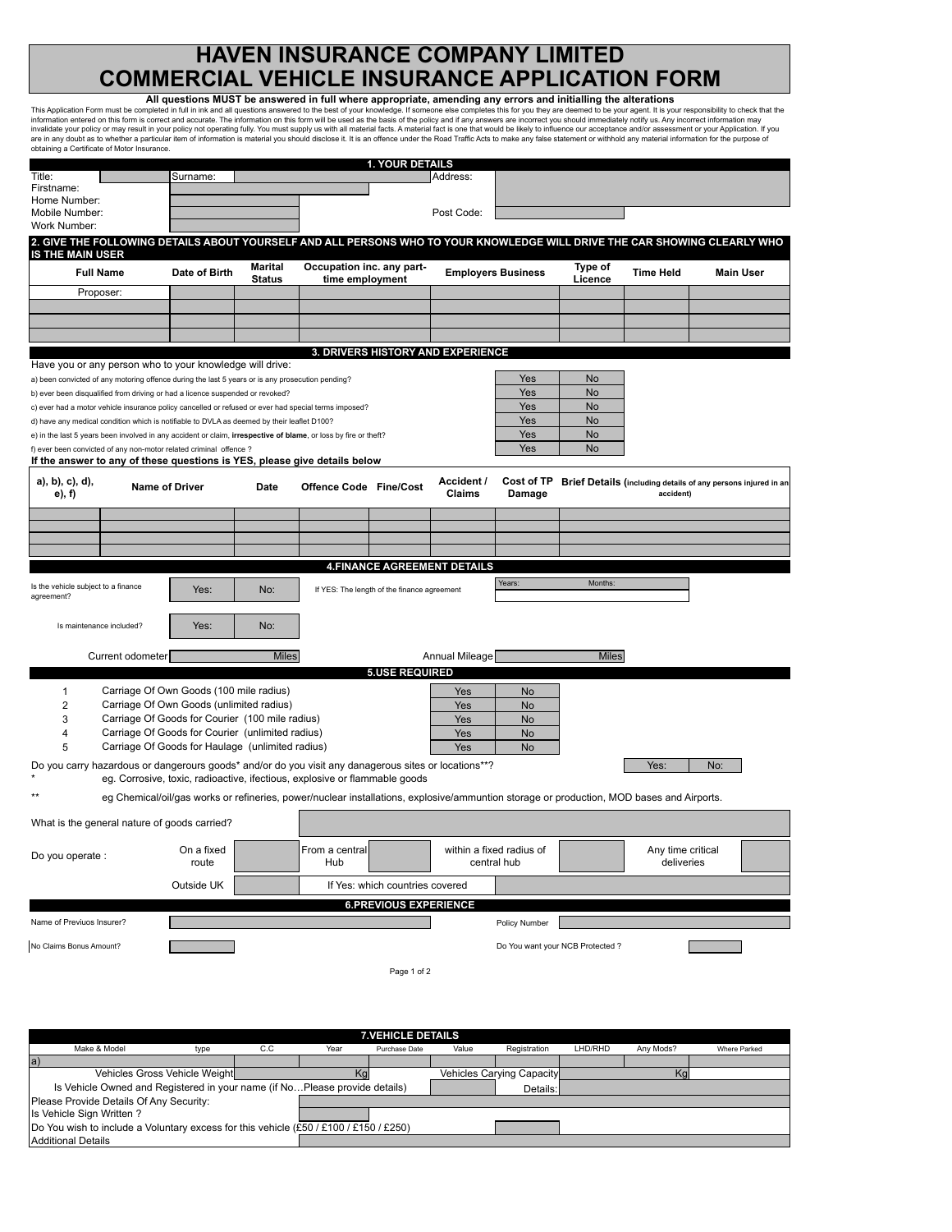# HAVEN INSURANCE COMPANY LIMITED
# COMMERCIAL VEHICLE INSURANCE APPLICATION FORM

**All questions MUST be answered in full where appropriate, amending any errors and initialling the alterations**

This Application Form must be completed in full in ink and all questions answered to the best of your knowledge. If someone else completes this for you they are deemed to be your agent. It is your responsibility to check that the information entered on this form is correct and accurate. The information on this form will be used as the basis of the policy and if any answers are incorrect you should immediately notify us. Any incorrect information may invalidate your policy or may result in your policy not operating fully. You must supply us with all material facts. A material fact is one that would be likely to influence our acceptance and/or assessment or your Application. If you are in any doubt as to whether a particular item of information is material you should disclose it. It is an offence under the Road Traffic Acts to make any false statement or withhold any material information for the purpose of obtaining a Certificate of Motor Insurance.

## 1. YOUR DETAILS

| | | | |
|---|---|---|---|
| Title: | | Surname: | |
| Firstname: | | Address: | |
| Home Number: | | | |
| Mobile Number: | | Post Code: | |
| Work Number: | | | |

## 2. GIVE THE FOLLOWING DETAILS ABOUT YOURSELF AND ALL PERSONS WHO TO YOUR KNOWLEDGE WILL DRIVE THE CAR SHOWING CLEARLY WHO IS THE MAIN USER

| Full Name | Date of Birth | Marital Status | Occupation inc. any part-time employment | Employers Business | Type of Licence | Time Held | Main User |
|---|---|---|---|---|---|---|---|
| Proposer: | | | | | | | |
| | | | | | | | |
| | | | | | | | |
| | | | | | | | |

## 3. DRIVERS HISTORY AND EXPERIENCE

Have you or any person who to your knowledge will drive:

| | | |
|---|---|---|
| a) been convicted of any motoring offence during the last 5 years or is any prosecution pending? | Yes | No |
| b) ever been disqualified from driving or had a licence suspended or revoked? | Yes | No |
| c) ever had a motor vehicle insurance policy cancelled or refused or ever had special terms imposed? | Yes | No |
| d) have any medical condition which is notifiable to DVLA as deemed by their leaflet D100? | Yes | No |
| e) in the last 5 years been involved in any accident or claim, **irrespective of blame**, or loss by fire or theft? | Yes | No |
| f) ever been convicted of any non-motor related criminal offence ? | Yes | No |

**If the answer to any of these questions is YES, please give details below**

| a), b), c), d), e), f) | Name of Driver | Date | Offence Code | Fine/Cost | Accident / Claims | Cost of TP Damage | Brief Details (including details of any persons injured in an accident) |
|---|---|---|---|---|---|---|---|
| | | | | | | | |
| | | | | | | | |
| | | | | | | | |
| | | | | | | | |

## 4. FINANCE AGREEMENT DETAILS

| | | | | |
|---|---|---|---|---|
| Is the vehicle subject to a finance agreement? | Yes: | No: | If YES: The length of the finance agreement | Years: Months: |
| Is maintenance included? | Yes: | No: | | |

Current odometer ______ Miles        Annual Mileage ______ Miles

## 5. USE REQUIRED

| | | | |
|---|---|---|---|
| 1 | Carriage Of Own Goods (100 mile radius) | Yes | No |
| 2 | Carriage Of Own Goods (unlimited radius) | Yes | No |
| 3 | Carriage Of Goods for Courier (100 mile radius) | Yes | No |
| 4 | Carriage Of Goods for Courier (unlimited radius) | Yes | No |
| 5 | Carriage Of Goods for Haulage (unlimited radius) | Yes | No |

Do you carry hazardous or dangerous goods* and/or do you visit any danagerous sites or locations**?    Yes:    No:

\* eg. Corrosive, toxic, radioactive, ifectious, explosive or flammable goods

\*\* eg Chemical/oil/gas works or refineries, power/nuclear installations, explosive/ammuntion storage or production, MOD bases and Airports.

What is the general nature of goods carried?

| | | | | | | | | |
|---|---|---|---|---|---|---|---|---|
| Do you operate : | On a fixed route | | From a central Hub | | within a fixed radius of central hub | | Any time critical deliveries | |
| | Outside UK | | If Yes: which countries covered | | | | | |

## 6. PREVIOUS EXPERIENCE

| | | | |
|---|---|---|---|
| Name of Previuos Insurer? | | Policy Number | |
| No Claims Bonus Amount? | | Do You want your NCB Protected ? | |

## 7. VEHICLE DETAILS

| Make & Model | type | C.C | Year | Purchase Date | Value | Registration | LHD/RHD | Any Mods? | Where Parked |
|---|---|---|---|---|---|---|---|---|---|
| a) | | | | | | | | | |

| | | | |
|---|---|---|---|
| Vehicles Gross Vehicle Weight | Kg | Vehicles Carying Capacity | Kg |
| Is Vehicle Owned and Registered in your name (if No…Please provide details) | | Details: | |
| Please Provide Details Of Any Security: | | | |
| Is Vehicle Sign Written ? | | | |
| Do You wish to include a Voluntary excess for this vehicle (£50 / £100 / £150 / £250) | | | |
| Additional Details | | | |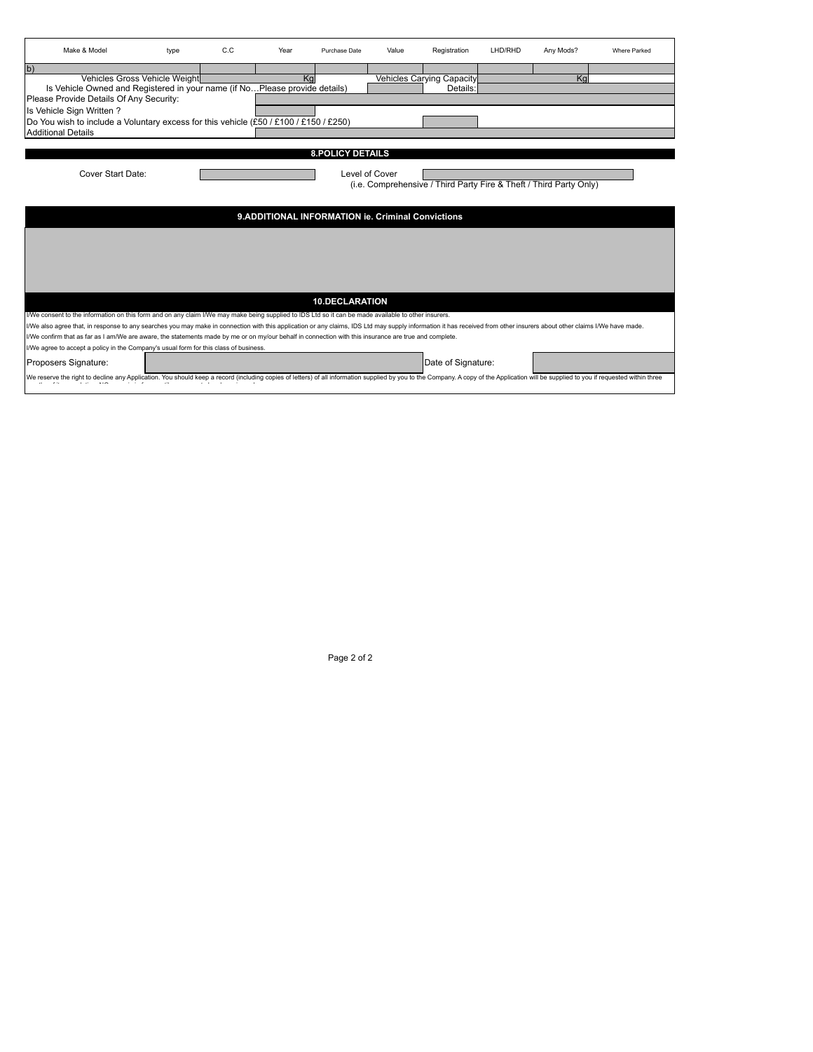| Make & Model | type | C.C | Year | Purchase Date | Value | Registration | LHD/RHD | Any Mods? | Where Parked |
|---|---|---|---|---|---|---|---|---|---|
| b) | | | | | | | | | |

| | | | |
|---|---|---|---|
| Vehicles Gross Vehicle Weight | Kg | Vehicles Carying Capacity | Kg |
| Is Vehicle Owned and Registered in your name (if No…Please provide details) | | Details: | |
| Please Provide Details Of Any Security: | | | |
| Is Vehicle Sign Written ? | | | |
| Do You wish to include a Voluntary excess for this vehicle (£50 / £100 / £150 / £250) | | | |
| Additional Details | | | |

## 8.POLICY DETAILS

Cover Start Date: Level of Cover
(i.e. Comprehensive / Third Party Fire & Theft / Third Party Only)

## 9.ADDITIONAL INFORMATION ie. Criminal Convictions

## 10.DECLARATION

I/We consent to the information on this form and on any claim I/We may make being supplied to IDS Ltd so it can be made available to other insurers.

I/We also agree that, in response to any searches you may make in connection with this application or any claims, IDS Ltd may supply information it has received from other insurers about other claims I/We have made.

I/We confirm that as far as I am/We are aware, the statements made by me or on my/our behalf in connection with this insurance are true and complete.

I/We agree to accept a policy in the Company's usual form for this class of business.

| | | | |
|---|---|---|---|
| Proposers Signature: | | Date of Signature: | |

We reserve the right to decline any Application. You should keep a record (including copies of letters) of all information supplied by you to the Company. A copy of the Application will be supplied to you if requested within three